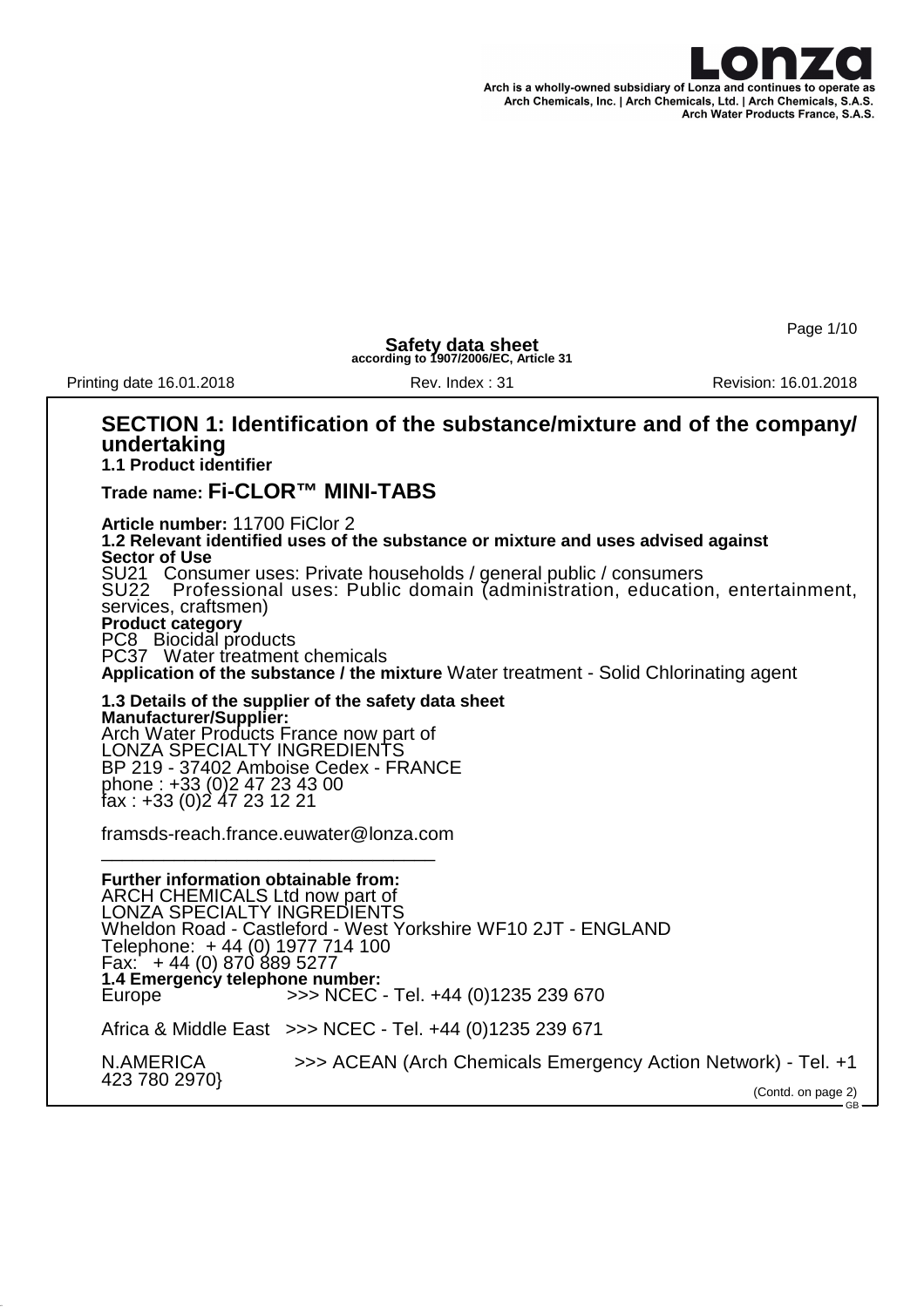Arch is a wholly-owned subsidiary of Lonza and continues to operate as Arch Chemicals, Inc. | Arch Chemicals, Ltd. | Arch Chemicals, S.A.S. Arch Water Products France, S.A.S.

**Safety data sheet**
**according to 1907/2006/EC, Article 31**

Printing date 16.01.2018 Rev. Index : 31 Revision: 16.01.2018

## SECTION 1: Identification of the substance/mixture and of the company/ undertaking

**1.1 Product identifier**

**Trade name: Fi-CLOR™ MINI-TABS**

**Article number:** 11700 FiClor 2

**1.2 Relevant identified uses of the substance or mixture and uses advised against**

**Sector of Use**

SU21 Consumer uses: Private households / general public / consumers

SU22 Professional uses: Public domain (administration, education, entertainment, services, craftsmen)

**Product category**

PC8 Biocidal products

PC37 Water treatment chemicals

**Application of the substance / the mixture** Water treatment - Solid Chlorinating agent

**1.3 Details of the supplier of the safety data sheet**

**Manufacturer/Supplier:**

Arch Water Products France now part of
LONZA SPECIALTY INGREDIENTS
BP 219 - 37402 Amboise Cedex - FRANCE
phone : +33 (0)2 47 23 43 00
fax : +33 (0)2 47 23 12 21

framsds-reach.france.euwater@lonza.com

**Further information obtainable from:**

ARCH CHEMICALS Ltd now part of
LONZA SPECIALTY INGREDIENTS
Wheldon Road - Castleford - West Yorkshire WF10 2JT - ENGLAND
Telephone: + 44 (0) 1977 714 100
Fax: + 44 (0) 870 889 5277

**1.4 Emergency telephone number:**

Europe >>> NCEC - Tel. +44 (0)1235 239 670

Africa & Middle East >>> NCEC - Tel. +44 (0)1235 239 671

N.AMERICA >>> ACEAN (Arch Chemicals Emergency Action Network) - Tel. +1 423 780 2970}

(Contd. on page 2)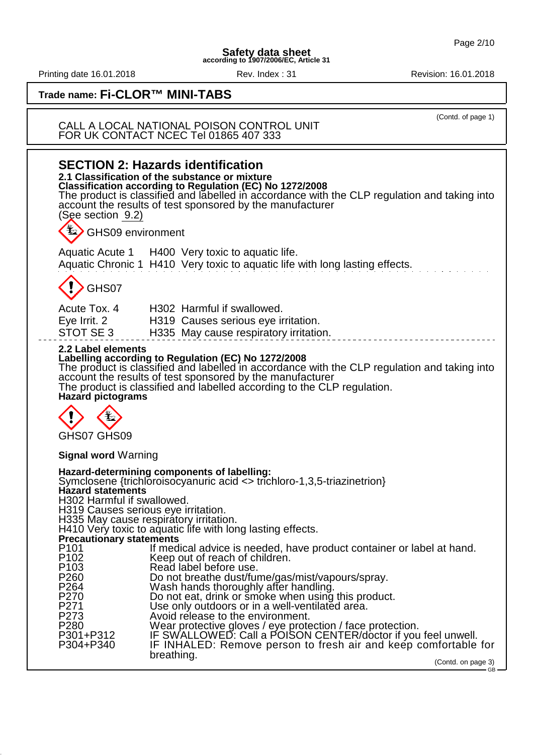**Trade name: Fi-CLOR™ MINI-TABS**

(Contd. of page 1)

CALL A LOCAL NATIONAL POISON CONTROL UNIT
FOR UK CONTACT NCEC Tel 01865 407 333

## SECTION 2: Hazards identification

**2.1 Classification of the substance or mixture**

**Classification according to Regulation (EC) No 1272/2008**

The product is classified and labelled in accordance with the CLP regulation and taking into account the results of test sponsored by the manufacturer
(See section 9.2)

GHS09 environment

| | | |
|---|---|---|
| Aquatic Acute 1 | H400 | Very toxic to aquatic life. |
| Aquatic Chronic 1 | H410 | Very toxic to aquatic life with long lasting effects. |

GHS07

| | | |
|---|---|---|
| Acute Tox. 4 | H302 | Harmful if swallowed. |
| Eye Irrit. 2 | H319 | Causes serious eye irritation. |
| STOT SE 3 | H335 | May cause respiratory irritation. |

**2.2 Label elements**

**Labelling according to Regulation (EC) No 1272/2008**

The product is classified and labelled in accordance with the CLP regulation and taking into account the results of test sponsored by the manufacturer
The product is classified and labelled according to the CLP regulation.

**Hazard pictograms**

GHS07 GHS09

**Signal word** Warning

**Hazard-determining components of labelling:**
Symclosene {trichloroisocyanuric acid <> trichloro-1,3,5-triazinetrion}

**Hazard statements**
H302 Harmful if swallowed.
H319 Causes serious eye irritation.
H335 May cause respiratory irritation.
H410 Very toxic to aquatic life with long lasting effects.

**Precautionary statements**

| | |
|---|---|
| P101 | If medical advice is needed, have product container or label at hand. |
| P102 | Keep out of reach of children. |
| P103 | Read label before use. |
| P260 | Do not breathe dust/fume/gas/mist/vapours/spray. |
| P264 | Wash hands thoroughly after handling. |
| P270 | Do not eat, drink or smoke when using this product. |
| P271 | Use only outdoors or in a well-ventilated area. |
| P273 | Avoid release to the environment. |
| P280 | Wear protective gloves / eye protection / face protection. |
| P301+P312 | IF SWALLOWED: Call a POISON CENTER/doctor if you feel unwell. |
| P304+P340 | IF INHALED: Remove person to fresh air and keep comfortable for breathing. |

(Contd. on page 3)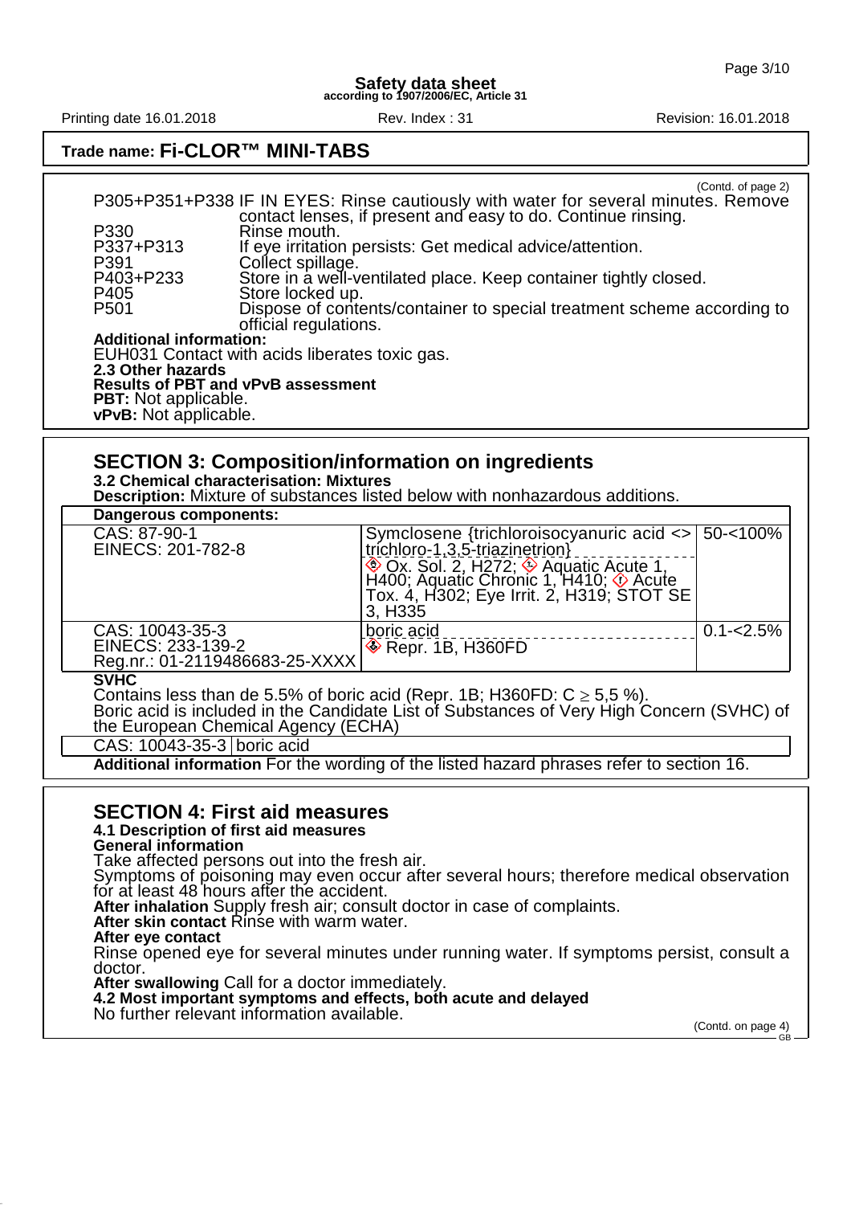(Contd. of page 2)

| | |
|---|---|
| P305+P351+P338 | IF IN EYES: Rinse cautiously with water for several minutes. Remove contact lenses, if present and easy to do. Continue rinsing. |
| P330 | Rinse mouth. |
| P337+P313 | If eye irritation persists: Get medical advice/attention. |
| P391 | Collect spillage. |
| P403+P233 | Store in a well-ventilated place. Keep container tightly closed. |
| P405 | Store locked up. |
| P501 | Dispose of contents/container to special treatment scheme according to official regulations. |

**Additional information:**
EUH031 Contact with acids liberates toxic gas.

**2.3 Other hazards**
**Results of PBT and vPvB assessment**
**PBT:** Not applicable.
**vPvB:** Not applicable.

## SECTION 3: Composition/information on ingredients

**3.2 Chemical characterisation: Mixtures**
**Description:** Mixture of substances listed below with nonhazardous additions.

| **Dangerous components:** | | |
|---|---|---|
| CAS: 87-90-1<br>EINECS: 201-782-8 | Symclosene {trichloroisocyanuric acid <> trichloro-1,3,5-triazinetrion}<br>Ox. Sol. 2, H272; Aquatic Acute 1, H400; Aquatic Chronic 1, H410; Acute Tox. 4, H302; Eye Irrit. 2, H319; STOT SE 3, H335 | 50-<100% |
| CAS: 10043-35-3<br>EINECS: 233-139-2<br>Reg.nr.: 01-2119486683-25-XXXX | boric acid<br>Repr. 1B, H360FD | 0.1-<2.5% |

**SVHC**
Contains less than de 5.5% of boric acid (Repr. 1B; H360FD: C ≥ 5,5 %).
Boric acid is included in the Candidate List of Substances of Very High Concern (SVHC) of the European Chemical Agency (ECHA)

| | |
|---|---|
| CAS: 10043-35-3 | boric acid |

**Additional information** For the wording of the listed hazard phrases refer to section 16.

## SECTION 4: First aid measures

**4.1 Description of first aid measures**
**General information**
Take affected persons out into the fresh air.
Symptoms of poisoning may even occur after several hours; therefore medical observation for at least 48 hours after the accident.
**After inhalation** Supply fresh air; consult doctor in case of complaints.
**After skin contact** Rinse with warm water.
**After eye contact**
Rinse opened eye for several minutes under running water. If symptoms persist, consult a doctor.
**After swallowing** Call for a doctor immediately.
**4.2 Most important symptoms and effects, both acute and delayed**
No further relevant information available.

(Contd. on page 4)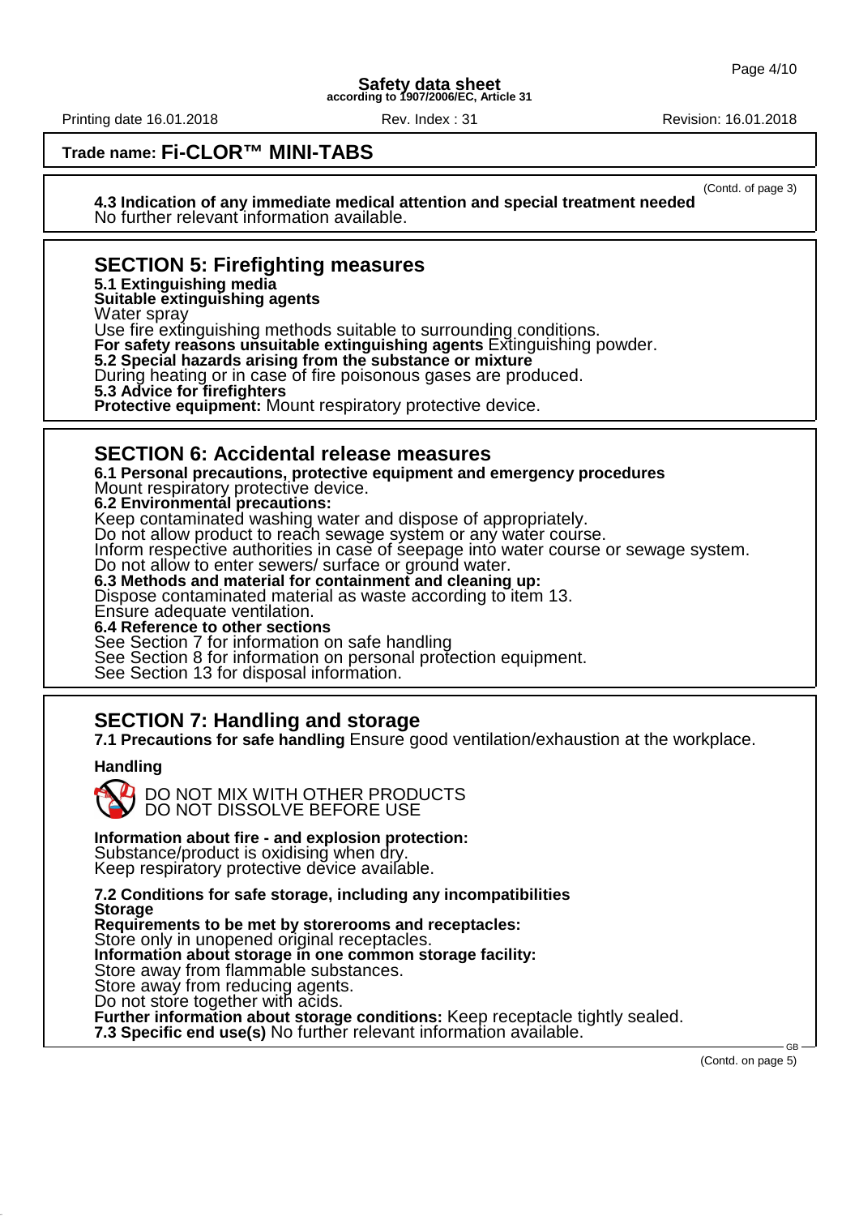**Trade name: Fi-CLOR™ MINI-TABS**

(Contd. of page 3)

**4.3 Indication of any immediate medical attention and special treatment needed**
No further relevant information available.

## SECTION 5: Firefighting measures

**5.1 Extinguishing media**
**Suitable extinguishing agents**
Water spray
Use fire extinguishing methods suitable to surrounding conditions.
**For safety reasons unsuitable extinguishing agents** Extinguishing powder.
**5.2 Special hazards arising from the substance or mixture**
During heating or in case of fire poisonous gases are produced.
**5.3 Advice for firefighters**
**Protective equipment:** Mount respiratory protective device.

## SECTION 6: Accidental release measures

**6.1 Personal precautions, protective equipment and emergency procedures**
Mount respiratory protective device.
**6.2 Environmental precautions:**
Keep contaminated washing water and dispose of appropriately.
Do not allow product to reach sewage system or any water course.
Inform respective authorities in case of seepage into water course or sewage system.
Do not allow to enter sewers/ surface or ground water.
**6.3 Methods and material for containment and cleaning up:**
Dispose contaminated material as waste according to item 13.
Ensure adequate ventilation.
**6.4 Reference to other sections**
See Section 7 for information on safe handling
See Section 8 for information on personal protection equipment.
See Section 13 for disposal information.

## SECTION 7: Handling and storage

**7.1 Precautions for safe handling** Ensure good ventilation/exhaustion at the workplace.

**Handling**

DO NOT MIX WITH OTHER PRODUCTS
DO NOT DISSOLVE BEFORE USE

**Information about fire - and explosion protection:**
Substance/product is oxidising when dry.
Keep respiratory protective device available.

**7.2 Conditions for safe storage, including any incompatibilities**
**Storage**
**Requirements to be met by storerooms and receptacles:**
Store only in unopened original receptacles.
**Information about storage in one common storage facility:**
Store away from flammable substances.
Store away from reducing agents.
Do not store together with acids.
**Further information about storage conditions:** Keep receptacle tightly sealed.
**7.3 Specific end use(s)** No further relevant information available.

(Contd. on page 5)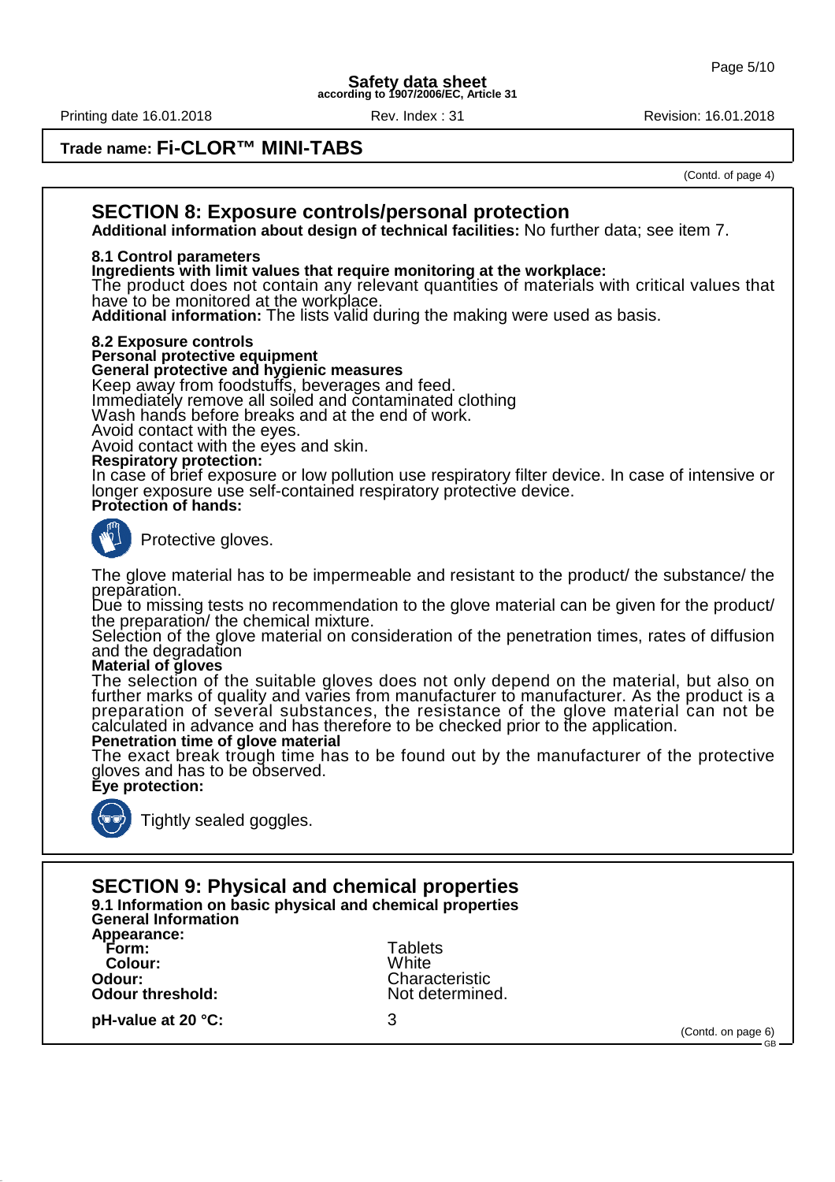**Trade name: Fi-CLOR™ MINI-TABS**

(Contd. of page 4)

## SECTION 8: Exposure controls/personal protection

**Additional information about design of technical facilities:** No further data; see item 7.

**8.1 Control parameters**
**Ingredients with limit values that require monitoring at the workplace:**
The product does not contain any relevant quantities of materials with critical values that have to be monitored at the workplace.
**Additional information:** The lists valid during the making were used as basis.

**8.2 Exposure controls**
**Personal protective equipment**
**General protective and hygienic measures**
Keep away from foodstuffs, beverages and feed.
Immediately remove all soiled and contaminated clothing
Wash hands before breaks and at the end of work.
Avoid contact with the eyes.
Avoid contact with the eyes and skin.
**Respiratory protection:**
In case of brief exposure or low pollution use respiratory filter device. In case of intensive or longer exposure use self-contained respiratory protective device.
**Protection of hands:**

Protective gloves.

The glove material has to be impermeable and resistant to the product/ the substance/ the preparation.
Due to missing tests no recommendation to the glove material can be given for the product/ the preparation/ the chemical mixture.
Selection of the glove material on consideration of the penetration times, rates of diffusion and the degradation
**Material of gloves**
The selection of the suitable gloves does not only depend on the material, but also on further marks of quality and varies from manufacturer to manufacturer. As the product is a preparation of several substances, the resistance of the glove material can not be calculated in advance and has therefore to be checked prior to the application.
**Penetration time of glove material**
The exact break trough time has to be found out by the manufacturer of the protective gloves and has to be observed.
**Eye protection:**

Tightly sealed goggles.

## SECTION 9: Physical and chemical properties

**9.1 Information on basic physical and chemical properties**
**General Information**

| | |
|---|---|
| **Appearance:** | |
| **Form:** | Tablets |
| **Colour:** | White |
| **Odour:** | Characteristic |
| **Odour threshold:** | Not determined. |
| **pH-value at 20 °C:** | 3 |

(Contd. on page 6)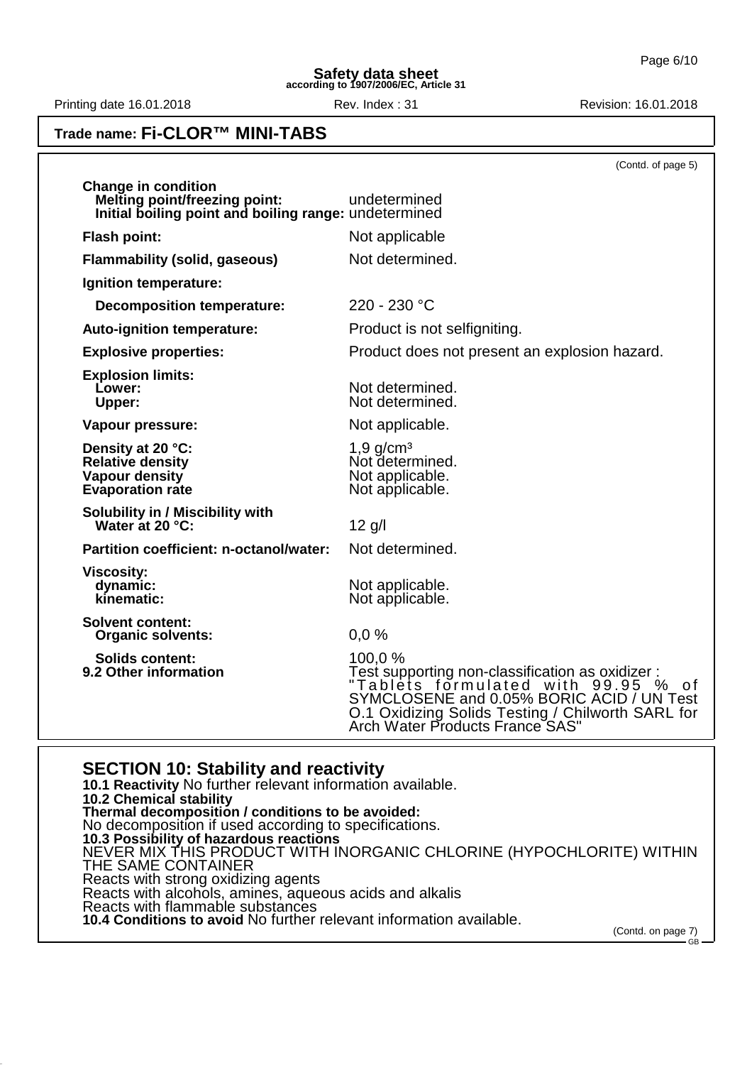**Trade name: Fi-CLOR™ MINI-TABS**

(Contd. of page 5)

| | |
|---|---|
| **Change in condition** | |
| **Melting point/freezing point:** | undetermined |
| **Initial boiling point and boiling range:** | undetermined |
| **Flash point:** | Not applicable |
| **Flammability (solid, gaseous)** | Not determined. |
| **Ignition temperature:** | |
| **Decomposition temperature:** | 220 - 230 °C |
| **Auto-ignition temperature:** | Product is not selfigniting. |
| **Explosive properties:** | Product does not present an explosion hazard. |
| **Explosion limits:** | |
| **Lower:** | Not determined. |
| **Upper:** | Not determined. |
| **Vapour pressure:** | Not applicable. |
| **Density at 20 °C:** | 1,9 g/cm³ |
| **Relative density** | Not determined. |
| **Vapour density** | Not applicable. |
| **Evaporation rate** | Not applicable. |
| **Solubility in / Miscibility with** | |
| **Water at 20 °C:** | 12 g/l |
| **Partition coefficient: n-octanol/water:** | Not determined. |
| **Viscosity:** | |
| **dynamic:** | Not applicable. |
| **kinematic:** | Not applicable. |
| **Solvent content:** | |
| **Organic solvents:** | 0,0 % |
| **Solids content:** | 100,0 % |
| **9.2 Other information** | Test supporting non-classification as oxidizer : "Tablets formulated with 99.95 % of SYMCLOSENE and 0.05% BORIC ACID / UN Test O.1 Oxidizing Solids Testing / Chilworth SARL for Arch Water Products France SAS" |

## SECTION 10: Stability and reactivity

**10.1 Reactivity** No further relevant information available.

**10.2 Chemical stability**

**Thermal decomposition / conditions to be avoided:**

No decomposition if used according to specifications.

**10.3 Possibility of hazardous reactions**

NEVER MIX THIS PRODUCT WITH INORGANIC CHLORINE (HYPOCHLORITE) WITHIN THE SAME CONTAINER

Reacts with strong oxidizing agents

Reacts with alcohols, amines, aqueous acids and alkalis

Reacts with flammable substances

**10.4 Conditions to avoid** No further relevant information available.

(Contd. on page 7)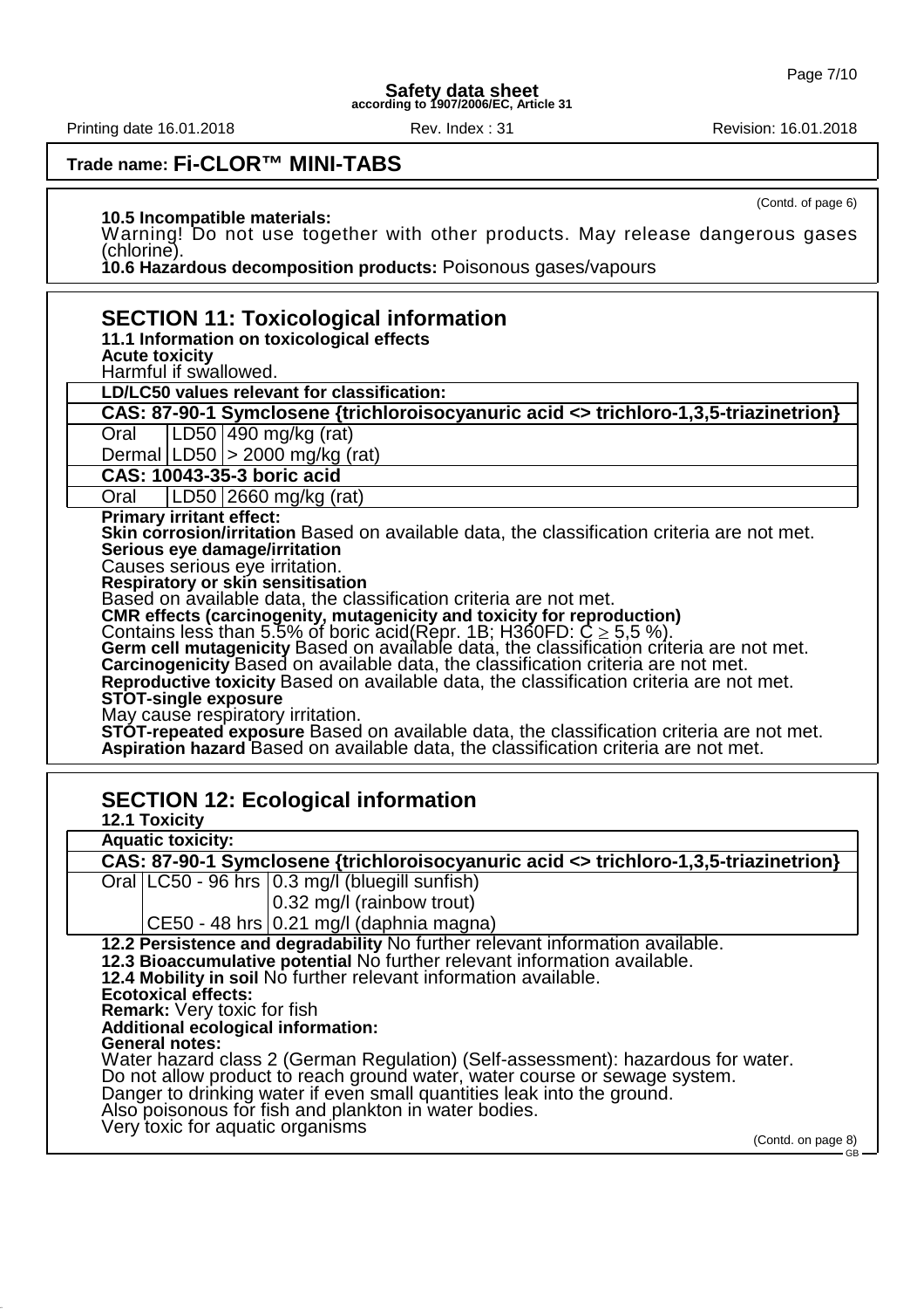**Safety data sheet**
**according to 1907/2006/EC, Article 31**

Printing date 16.01.2018 Rev. Index : 31 Revision: 16.01.2018

**Trade name: Fi-CLOR™ MINI-TABS**

(Contd. of page 6)

**10.5 Incompatible materials:**
Warning! Do not use together with other products. May release dangerous gases (chlorine).
**10.6 Hazardous decomposition products:** Poisonous gases/vapours

## SECTION 11: Toxicological information

**11.1 Information on toxicological effects**
**Acute toxicity**
Harmful if swallowed.

| **LD/LC50 values relevant for classification:** | | |
|---|---|---|
| **CAS: 87-90-1 Symclosene {trichloroisocyanuric acid <> trichloro-1,3,5-triazinetrion}** | | |
| Oral | LD50 | 490 mg/kg (rat) |
| Dermal | LD50 | > 2000 mg/kg (rat) |
| **CAS: 10043-35-3 boric acid** | | |
| Oral | LD50 | 2660 mg/kg (rat) |

**Primary irritant effect:**
**Skin corrosion/irritation** Based on available data, the classification criteria are not met.
**Serious eye damage/irritation**
Causes serious eye irritation.
**Respiratory or skin sensitisation**
Based on available data, the classification criteria are not met.
**CMR effects (carcinogenity, mutagenicity and toxicity for reproduction)**
Contains less than 5.5% of boric acid(Repr. 1B; H360FD: C ≥ 5,5 %).
**Germ cell mutagenicity** Based on available data, the classification criteria are not met.
**Carcinogenicity** Based on available data, the classification criteria are not met.
**Reproductive toxicity** Based on available data, the classification criteria are not met.
**STOT-single exposure**
May cause respiratory irritation.
**STOT-repeated exposure** Based on available data, the classification criteria are not met.
**Aspiration hazard** Based on available data, the classification criteria are not met.

## SECTION 12: Ecological information

**12.1 Toxicity**

| **Aquatic toxicity:** | | |
|---|---|---|
| **CAS: 87-90-1 Symclosene {trichloroisocyanuric acid <> trichloro-1,3,5-triazinetrion}** | | |
| Oral | LC50 - 96 hrs | 0.3 mg/l (bluegill sunfish) |
| | | 0.32 mg/l (rainbow trout) |
| | CE50 - 48 hrs | 0.21 mg/l (daphnia magna) |

**12.2 Persistence and degradability** No further relevant information available.
**12.3 Bioaccumulative potential** No further relevant information available.
**12.4 Mobility in soil** No further relevant information available.
**Ecotoxical effects:**
**Remark:** Very toxic for fish
**Additional ecological information:**
**General notes:**
Water hazard class 2 (German Regulation) (Self-assessment): hazardous for water.
Do not allow product to reach ground water, water course or sewage system.
Danger to drinking water if even small quantities leak into the ground.
Also poisonous for fish and plankton in water bodies.
Very toxic for aquatic organisms

(Contd. on page 8)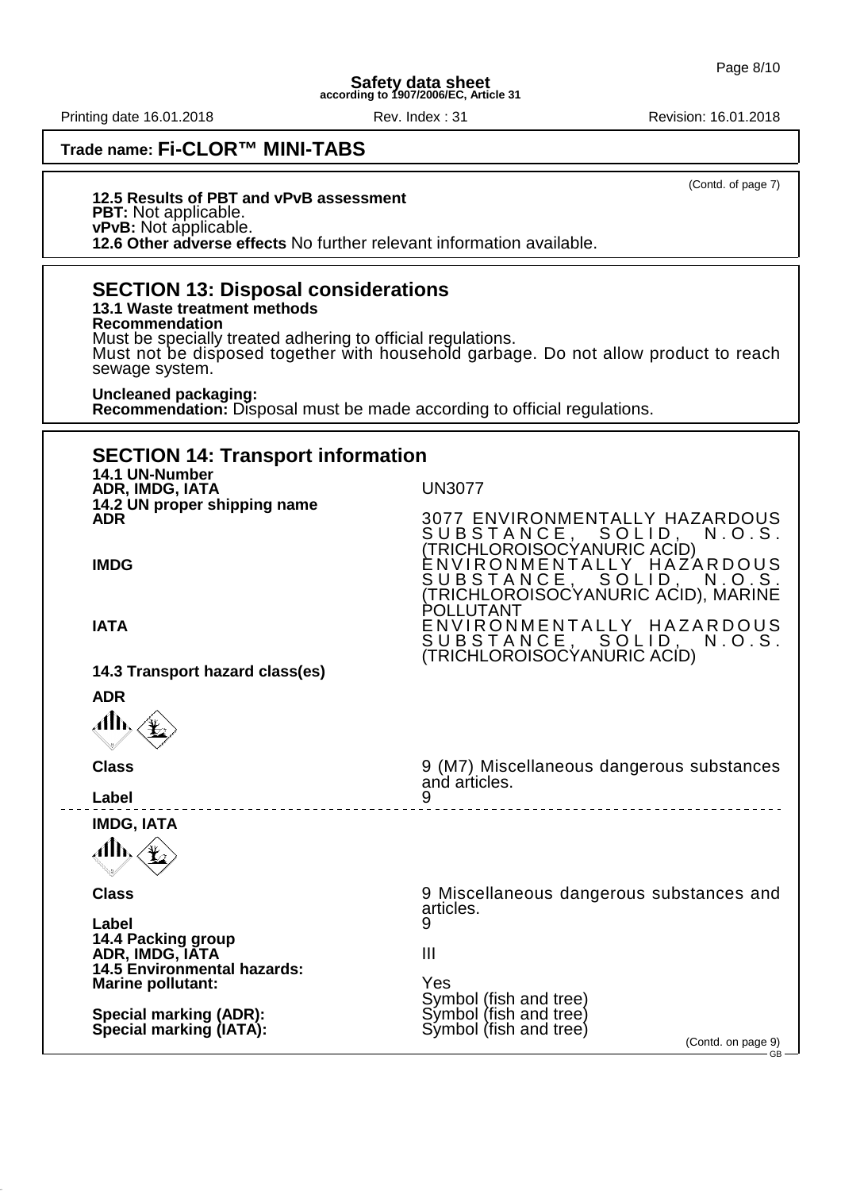**Trade name: Fi-CLOR™ MINI-TABS**

(Contd. of page 7)

**12.5 Results of PBT and vPvB assessment**
**PBT:** Not applicable.
**vPvB:** Not applicable.
**12.6 Other adverse effects** No further relevant information available.

## SECTION 13: Disposal considerations

**13.1 Waste treatment methods**
**Recommendation**
Must be specially treated adhering to official regulations.
Must not be disposed together with household garbage. Do not allow product to reach sewage system.

**Uncleaned packaging:**
**Recommendation:** Disposal must be made according to official regulations.

## SECTION 14: Transport information

| | |
|---|---|
| **14.1 UN-Number** | |
| **ADR, IMDG, IATA** | UN3077 |
| **14.2 UN proper shipping name** | |
| **ADR** | 3077 ENVIRONMENTALLY HAZARDOUS SUBSTANCE, SOLID, N.O.S. (TRICHLOROISOCYANURIC ACID) |
| **IMDG** | ENVIRONMENTALLY HAZARDOUS SUBSTANCE, SOLID, N.O.S. (TRICHLOROISOCYANURIC ACID), MARINE POLLUTANT |
| **IATA** | ENVIRONMENTALLY HAZARDOUS SUBSTANCE, SOLID, N.O.S. (TRICHLOROISOCYANURIC ACID) |
| **14.3 Transport hazard class(es)** | |
| **ADR** | |
| **Class** | 9 (M7) Miscellaneous dangerous substances and articles. |
| **Label** | 9 |
| **IMDG, IATA** | |
| **Class** | 9 Miscellaneous dangerous substances and articles. |
| **Label** | 9 |
| **14.4 Packing group** | |
| **ADR, IMDG, IATA** | III |
| **14.5 Environmental hazards:** | |
| **Marine pollutant:** | Yes<br>Symbol (fish and tree) |
| **Special marking (ADR):** | Symbol (fish and tree) |
| **Special marking (IATA):** | Symbol (fish and tree) |

(Contd. on page 9)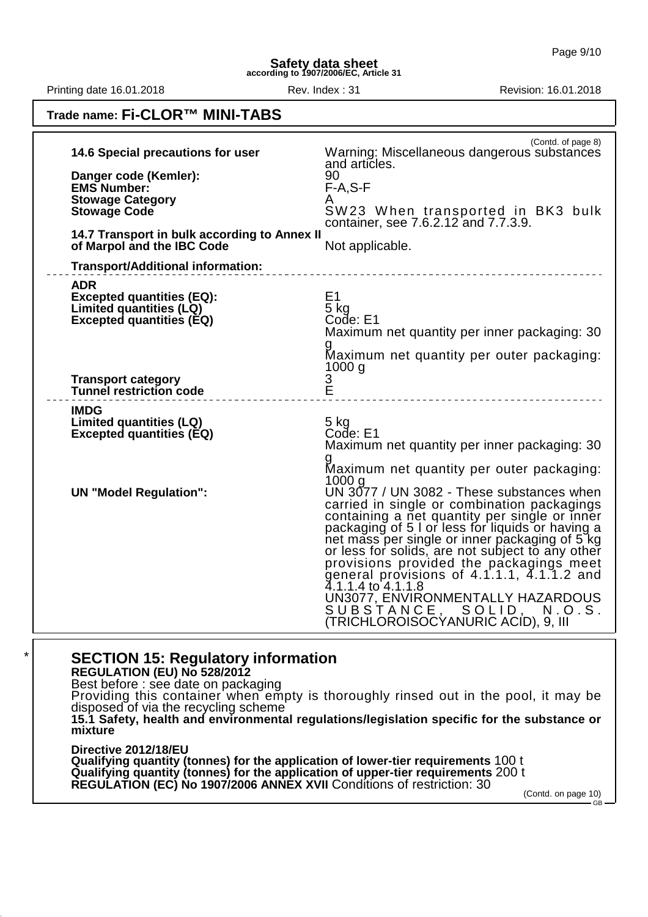Trade name: **Fi-CLOR™ MINI-TABS**

(Contd. of page 8)

| | |
|---|---|
| **14.6 Special precautions for user** | Warning: Miscellaneous dangerous substances and articles. |
| **Danger code (Kemler):** | 90 |
| **EMS Number:** | F-A,S-F |
| **Stowage Category** | A |
| **Stowage Code** | SW23 When transported in BK3 bulk container, see 7.6.2.12 and 7.7.3.9. |
| **14.7 Transport in bulk according to Annex II of Marpol and the IBC Code** | Not applicable. |
| **Transport/Additional information:** | |
| **ADR** | |
| **Excepted quantities (EQ):** | E1 |
| **Limited quantities (LQ)** | 5 kg |
| **Excepted quantities (EQ)** | Code: E1<br>Maximum net quantity per inner packaging: 30 g<br>Maximum net quantity per outer packaging: 1000 g |
| **Transport category** | 3 |
| **Tunnel restriction code** | E |
| **IMDG** | |
| **Limited quantities (LQ)** | 5 kg |
| **Excepted quantities (EQ)** | Code: E1<br>Maximum net quantity per inner packaging: 30 g<br>Maximum net quantity per outer packaging: 1000 g |
| **UN "Model Regulation":** | UN 3077 / UN 3082 - These substances when carried in single or combination packagings containing a net quantity per single or inner packaging of 5 l or less for liquids or having a net mass per single or inner packaging of 5 kg or less for solids, are not subject to any other provisions provided the packagings meet general provisions of 4.1.1.1, 4.1.1.2 and 4.1.1.4 to 4.1.1.8<br>UN3077, ENVIRONMENTALLY HAZARDOUS SUBSTANCE, SOLID, N.O.S. (TRICHLOROISOCYANURIC ACID), 9, III |

\* 

## SECTION 15: Regulatory information

**REGULATION (EU) No 528/2012**

Best before : see date on packaging

Providing this container when empty is thoroughly rinsed out in the pool, it may be disposed of via the recycling scheme

**15.1 Safety, health and environmental regulations/legislation specific for the substance or mixture**

**Directive 2012/18/EU**

**Qualifying quantity (tonnes) for the application of lower-tier requirements** 100 t

**Qualifying quantity (tonnes) for the application of upper-tier requirements** 200 t

**REGULATION (EC) No 1907/2006 ANNEX XVII** Conditions of restriction: 30

(Contd. on page 10)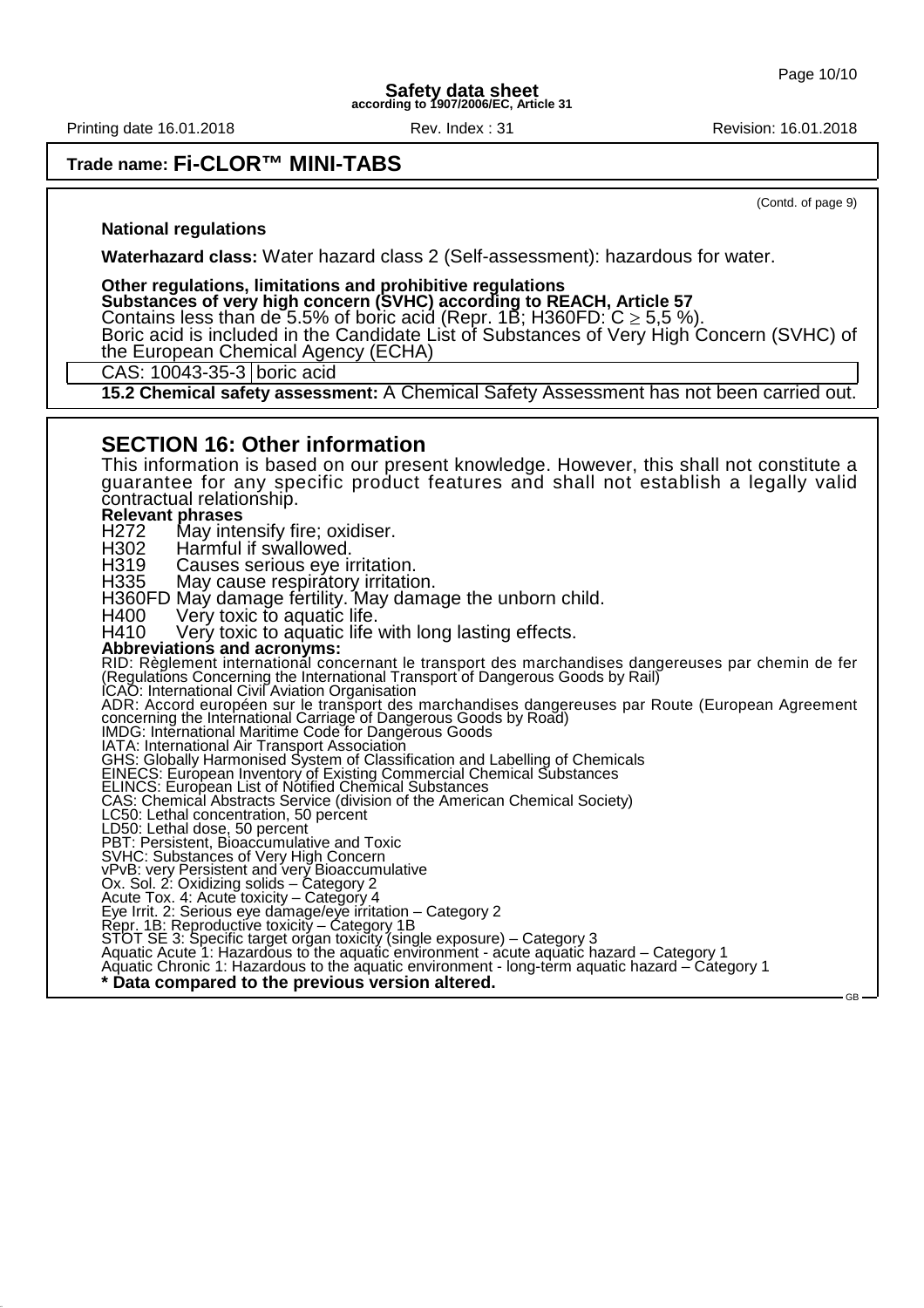**Trade name: Fi-CLOR™ MINI-TABS**

(Contd. of page 9)

**National regulations**

**Waterhazard class:** Water hazard class 2 (Self-assessment): hazardous for water.

**Other regulations, limitations and prohibitive regulations**
**Substances of very high concern (SVHC) according to REACH, Article 57**
Contains less than de 5.5% of boric acid (Repr. 1B; H360FD: C ≥ 5,5 %).
Boric acid is included in the Candidate List of Substances of Very High Concern (SVHC) of the European Chemical Agency (ECHA)

| | |
|---|---|
| CAS: 10043-35-3 | boric acid |

**15.2 Chemical safety assessment:** A Chemical Safety Assessment has not been carried out.

## SECTION 16: Other information

This information is based on our present knowledge. However, this shall not constitute a guarantee for any specific product features and shall not establish a legally valid contractual relationship.

**Relevant phrases**

H272 May intensify fire; oxidiser.
H302 Harmful if swallowed.
H319 Causes serious eye irritation.
H335 May cause respiratory irritation.
H360FD May damage fertility. May damage the unborn child.
H400 Very toxic to aquatic life.
H410 Very toxic to aquatic life with long lasting effects.

**Abbreviations and acronyms:**

RID: Règlement international concernant le transport des marchandises dangereuses par chemin de fer (Regulations Concerning the International Transport of Dangerous Goods by Rail)
ICAO: International Civil Aviation Organisation
ADR: Accord européen sur le transport des marchandises dangereuses par Route (European Agreement concerning the International Carriage of Dangerous Goods by Road)
IMDG: International Maritime Code for Dangerous Goods
IATA: International Air Transport Association
GHS: Globally Harmonised System of Classification and Labelling of Chemicals
EINECS: European Inventory of Existing Commercial Chemical Substances
ELINCS: European List of Notified Chemical Substances
CAS: Chemical Abstracts Service (division of the American Chemical Society)
LC50: Lethal concentration, 50 percent
LD50: Lethal dose, 50 percent
PBT: Persistent, Bioaccumulative and Toxic
SVHC: Substances of Very High Concern
vPvB: very Persistent and very Bioaccumulative
Ox. Sol. 2: Oxidizing solids – Category 2
Acute Tox. 4: Acute toxicity – Category 4
Eye Irrit. 2: Serious eye damage/eye irritation – Category 2
Repr. 1B: Reproductive toxicity – Category 1B
STOT SE 3: Specific target organ toxicity (single exposure) – Category 3
Aquatic Acute 1: Hazardous to the aquatic environment - acute aquatic hazard – Category 1
Aquatic Chronic 1: Hazardous to the aquatic environment - long-term aquatic hazard – Category 1

**\* Data compared to the previous version altered.**